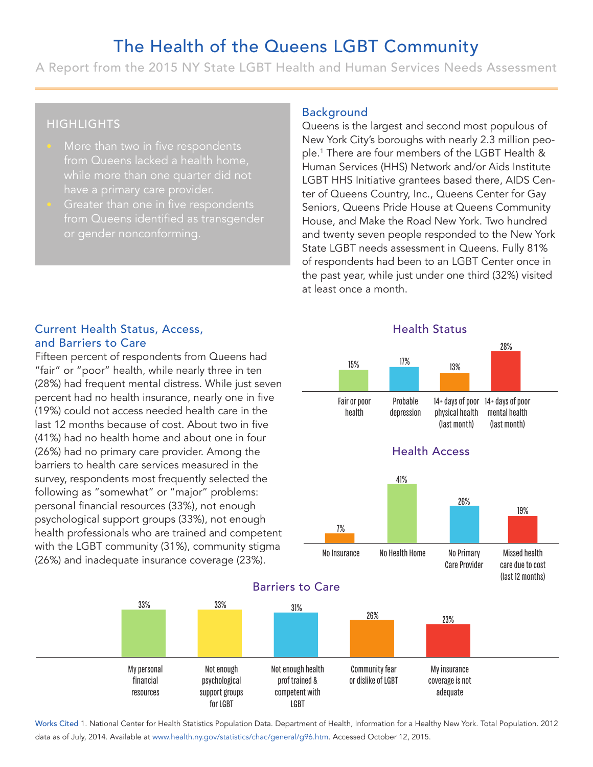# The Health of the Queens LGBT Community

A Report from the 2015 NY State LGBT Health and Human Services Needs Assessment

## HIGHLIGHTS

- More than two in five respondents from Queens lacked a health home, while more than one quarter did not have a primary care provider.
- Greater than one in five respondents from Queens identified as transgender or gender nonconforming.

## Background

Queens is the largest and second most populous of New York City's boroughs with nearly 2.3 million people.[1] There are four members of the LGBT Health & Human Services (HHS) Network and/or Aids Institute LGBT HHS Initiative grantees based there, AIDS Center of Queens Country, Inc., Queens Center for Gay Seniors, Queens Pride House at Queens Community House, and Make the Road New York. Two hundred and twenty seven people responded to the New York State LGBT needs assessment in Queens. Fully 81% of respondents had been to an LGBT Center once in the past year, while just under one third (32%) visited at least once a month.

## Current Health Status, Access, and Barriers to Care

Fifteen percent of respondents from Queens had "fair" or "poor" health, while nearly three in ten (28%) had frequent mental distress. While just seven percent had no health insurance, nearly one in five (19%) could not access needed health care in the last 12 months because of cost. About two in five (41%) had no health home and about one in four (26%) had no primary care provider. Among the barriers to health care services measured in the survey, respondents most frequently selected the following as "somewhat" or "major" problems: personal financial resources (33%), not enough psychological support groups (33%), not enough health professionals who are trained and competent with the LGBT community (31%), community stigma (26%) and inadequate insurance coverage (23%).

### Health Status

| Fair or poor health | Probable depression | 14+ days of poor physical health (last month) | 14+ days of poor mental health (last month) |
|---|---|---|---|
| 15% | 17% | 13% | 28% |

### Health Access

| No Insurance | No Health Home | No Primary Care Provider | Missed health care due to cost (last 12 months) |
|---|---|---|---|
| 7% | 41% | 26% | 19% |

### Barriers to Care

| My personal financial resources | Not enough psychological support groups for LGBT | Not enough health prof trained & competent with LGBT | Community fear or dislike of LGBT | My insurance coverage is not adequate |
|---|---|---|---|---|
| 33% | 33% | 31% | 26% | 23% |

Works Cited 1. National Center for Health Statistics Population Data. Department of Health, Information for a Healthy New York. Total Population. 2012 data as of July, 2014. Available at www.health.ny.gov/statistics/chac/general/g96.htm. Accessed October 12, 2015.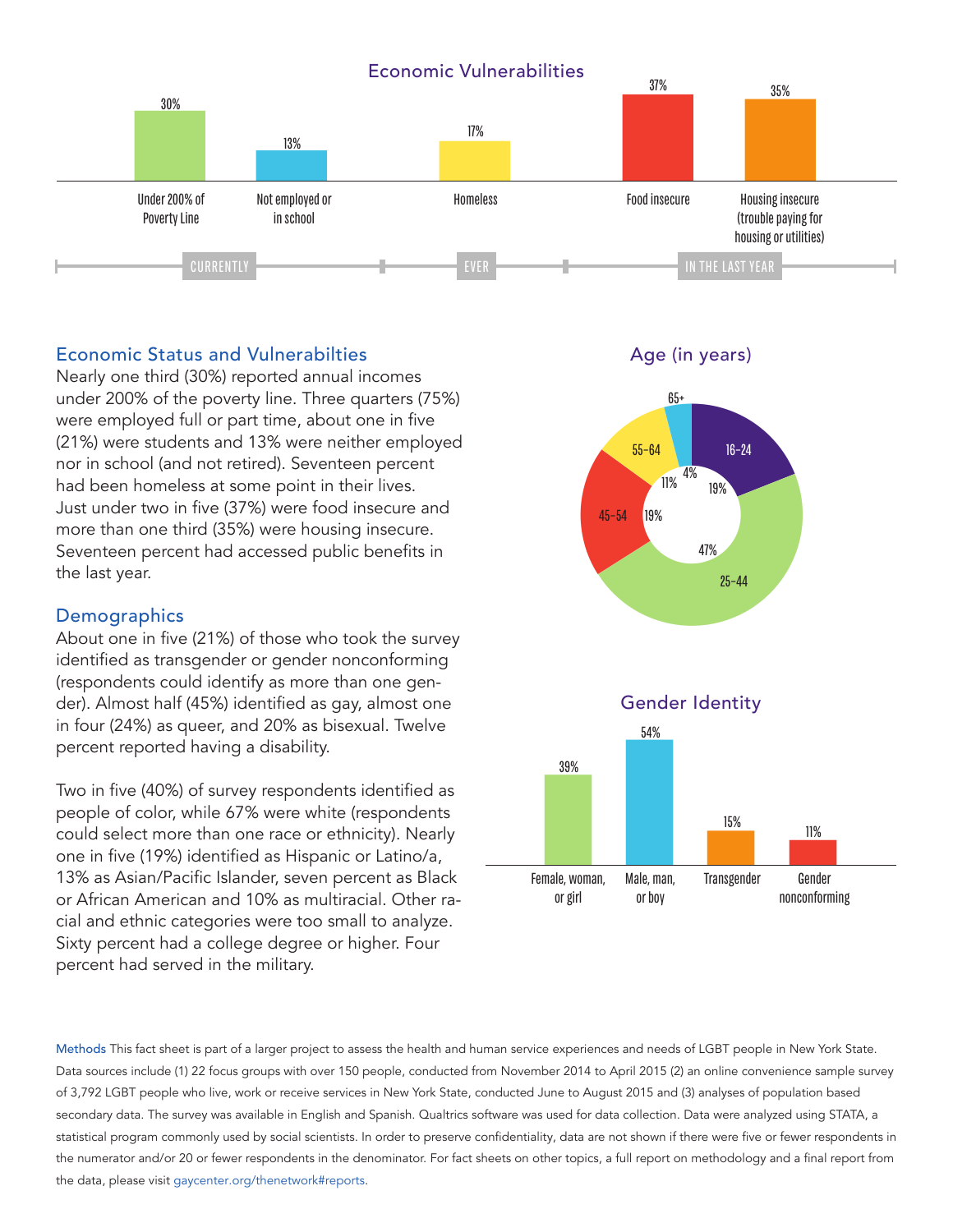## Economic Vulnerabilities

30%
13%
17%
37%
35%

Under 200% of Poverty Line
Not employed or in school
Homeless
Food insecure
Housing insecure (trouble paying for housing or utilities)

CURRENTLY
EVER
IN THE LAST YEAR

## Economic Status and Vulnerabilties

Nearly one third (30%) reported annual incomes under 200% of the poverty line. Three quarters (75%) were employed full or part time, about one in five (21%) were students and 13% were neither employed nor in school (and not retired). Seventeen percent had been homeless at some point in their lives. Just under two in five (37%) were food insecure and more than one third (35%) were housing insecure. Seventeen percent had accessed public benefits in the last year.

## Demographics

About one in five (21%) of those who took the survey identified as transgender or gender nonconforming (respondents could identify as more than one gender). Almost half (45%) identified as gay, almost one in four (24%) as queer, and 20% as bisexual. Twelve percent reported having a disability.

Two in five (40%) of survey respondents identified as people of color, while 67% were white (respondents could select more than one race or ethnicity). Nearly one in five (19%) identified as Hispanic or Latino/a, 13% as Asian/Pacific Islander, seven percent as Black or African American and 10% as multiracial. Other racial and ethnic categories were too small to analyze. Sixty percent had a college degree or higher. Four percent had served in the military.

## Age (in years)

16–24
19%
25–44
47%
45–54
19%
55–64
11%
65+
4%

## Gender Identity

39%
54%
15%
11%

Female, woman, or girl
Male, man, or boy
Transgender
Gender nonconforming

Methods This fact sheet is part of a larger project to assess the health and human service experiences and needs of LGBT people in New York State. Data sources include (1) 22 focus groups with over 150 people, conducted from November 2014 to April 2015 (2) an online convenience sample survey of 3,792 LGBT people who live, work or receive services in New York State, conducted June to August 2015 and (3) analyses of population based secondary data. The survey was available in English and Spanish. Qualtrics software was used for data collection. Data were analyzed using STATA, a statistical program commonly used by social scientists. In order to preserve confidentiality, data are not shown if there were five or fewer respondents in the numerator and/or 20 or fewer respondents in the denominator. For fact sheets on other topics, a full report on methodology and a final report from the data, please visit gaycenter.org/thenetwork#reports.